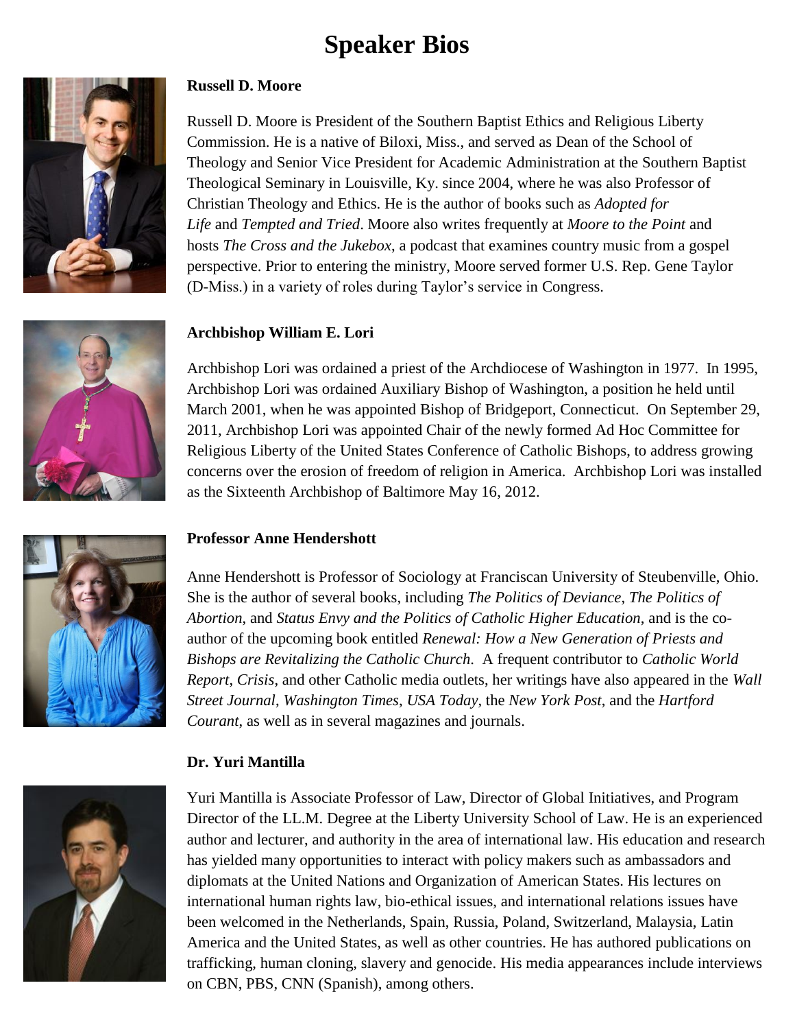# Speaker Bios

**Russell D. Moore**

Russell D. Moore is President of the Southern Baptist Ethics and Religious Liberty Commission. He is a native of Biloxi, Miss., and served as Dean of the School of Theology and Senior Vice President for Academic Administration at the Southern Baptist Theological Seminary in Louisville, Ky. since 2004, where he was also Professor of Christian Theology and Ethics. He is the author of books such as *Adopted for Life* and *Tempted and Tried*. Moore also writes frequently at *Moore to the Point* and hosts *The Cross and the Jukebox*, a podcast that examines country music from a gospel perspective. Prior to entering the ministry, Moore served former U.S. Rep. Gene Taylor (D-Miss.) in a variety of roles during Taylor's service in Congress.

**Archbishop William E. Lori**

Archbishop Lori was ordained a priest of the Archdiocese of Washington in 1977. In 1995, Archbishop Lori was ordained Auxiliary Bishop of Washington, a position he held until March 2001, when he was appointed Bishop of Bridgeport, Connecticut. On September 29, 2011, Archbishop Lori was appointed Chair of the newly formed Ad Hoc Committee for Religious Liberty of the United States Conference of Catholic Bishops, to address growing concerns over the erosion of freedom of religion in America. Archbishop Lori was installed as the Sixteenth Archbishop of Baltimore May 16, 2012.

**Professor Anne Hendershott**

Anne Hendershott is Professor of Sociology at Franciscan University of Steubenville, Ohio. She is the author of several books, including *The Politics of Deviance*, *The Politics of Abortion*, and *Status Envy and the Politics of Catholic Higher Education*, and is the co-author of the upcoming book entitled *Renewal: How a New Generation of Priests and Bishops are Revitalizing the Catholic Church*. A frequent contributor to *Catholic World Report*, *Crisis*, and other Catholic media outlets, her writings have also appeared in the *Wall Street Journal*, *Washington Times*, *USA Today*, the *New York Post*, and the *Hartford Courant*, as well as in several magazines and journals.

**Dr. Yuri Mantilla**

Yuri Mantilla is Associate Professor of Law, Director of Global Initiatives, and Program Director of the LL.M. Degree at the Liberty University School of Law. He is an experienced author and lecturer, and authority in the area of international law. His education and research has yielded many opportunities to interact with policy makers such as ambassadors and diplomats at the United Nations and Organization of American States. His lectures on international human rights law, bio-ethical issues, and international relations issues have been welcomed in the Netherlands, Spain, Russia, Poland, Switzerland, Malaysia, Latin America and the United States, as well as other countries. He has authored publications on trafficking, human cloning, slavery and genocide. His media appearances include interviews on CBN, PBS, CNN (Spanish), among others.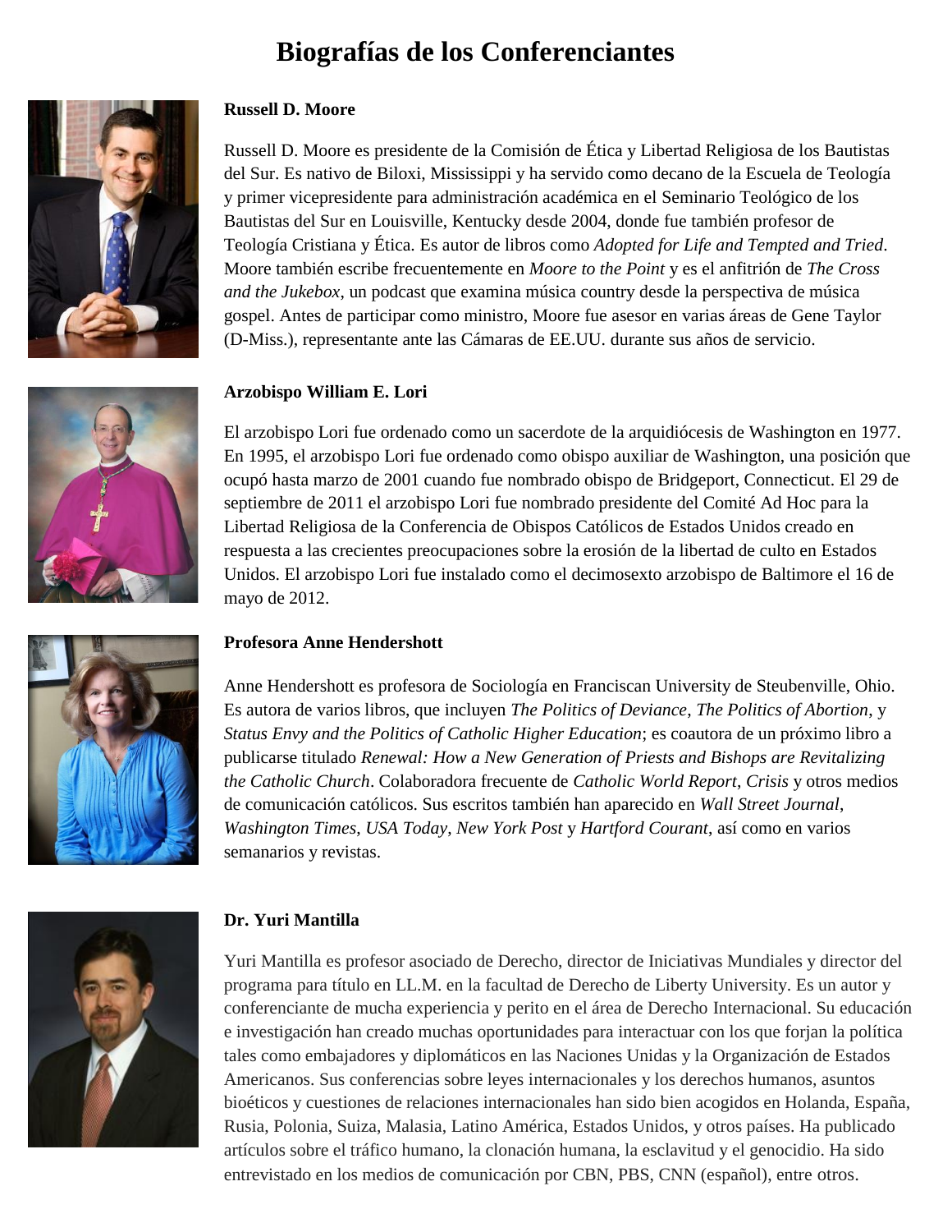# Biografías de los Conferenciantes

**Russell D. Moore**

Russell D. Moore es presidente de la Comisión de Ética y Libertad Religiosa de los Bautistas del Sur. Es nativo de Biloxi, Mississippi y ha servido como decano de la Escuela de Teología y primer vicepresidente para administración académica en el Seminario Teológico de los Bautistas del Sur en Louisville, Kentucky desde 2004, donde fue también profesor de Teología Cristiana y Ética. Es autor de libros como *Adopted for Life and Tempted and Tried*. Moore también escribe frecuentemente en *Moore to the Point* y es el anfitrión de *The Cross and the Jukebox*, un podcast que examina música country desde la perspectiva de música gospel. Antes de participar como ministro, Moore fue asesor en varias áreas de Gene Taylor (D-Miss.), representante ante las Cámaras de EE.UU. durante sus años de servicio.

**Arzobispo William E. Lori**

El arzobispo Lori fue ordenado como un sacerdote de la arquidiócesis de Washington en 1977. En 1995, el arzobispo Lori fue ordenado como obispo auxiliar de Washington, una posición que ocupó hasta marzo de 2001 cuando fue nombrado obispo de Bridgeport, Connecticut. El 29 de septiembre de 2011 el arzobispo Lori fue nombrado presidente del Comité Ad Hoc para la Libertad Religiosa de la Conferencia de Obispos Católicos de Estados Unidos creado en respuesta a las crecientes preocupaciones sobre la erosión de la libertad de culto en Estados Unidos. El arzobispo Lori fue instalado como el decimosexto arzobispo de Baltimore el 16 de mayo de 2012.

**Profesora Anne Hendershott**

Anne Hendershott es profesora de Sociología en Franciscan University de Steubenville, Ohio. Es autora de varios libros, que incluyen *The Politics of Deviance*, *The Politics of Abortion*, y *Status Envy and the Politics of Catholic Higher Education*; es coautora de un próximo libro a publicarse titulado *Renewal: How a New Generation of Priests and Bishops are Revitalizing the Catholic Church*. Colaboradora frecuente de *Catholic World Report*, *Crisis* y otros medios de comunicación católicos. Sus escritos también han aparecido en *Wall Street Journal*, *Washington Times*, *USA Today*, *New York Post* y *Hartford Courant*, así como en varios semanarios y revistas.

**Dr. Yuri Mantilla**

Yuri Mantilla es profesor asociado de Derecho, director de Iniciativas Mundiales y director del programa para título en LL.M. en la facultad de Derecho de Liberty University. Es un autor y conferenciante de mucha experiencia y perito en el área de Derecho Internacional. Su educación e investigación han creado muchas oportunidades para interactuar con los que forjan la política tales como embajadores y diplomáticos en las Naciones Unidas y la Organización de Estados Americanos. Sus conferencias sobre leyes internacionales y los derechos humanos, asuntos bioéticos y cuestiones de relaciones internacionales han sido bien acogidos en Holanda, España, Rusia, Polonia, Suiza, Malasia, Latino América, Estados Unidos, y otros países. Ha publicado artículos sobre el tráfico humano, la clonación humana, la esclavitud y el genocidio. Ha sido entrevistado en los medios de comunicación por CBN, PBS, CNN (español), entre otros.